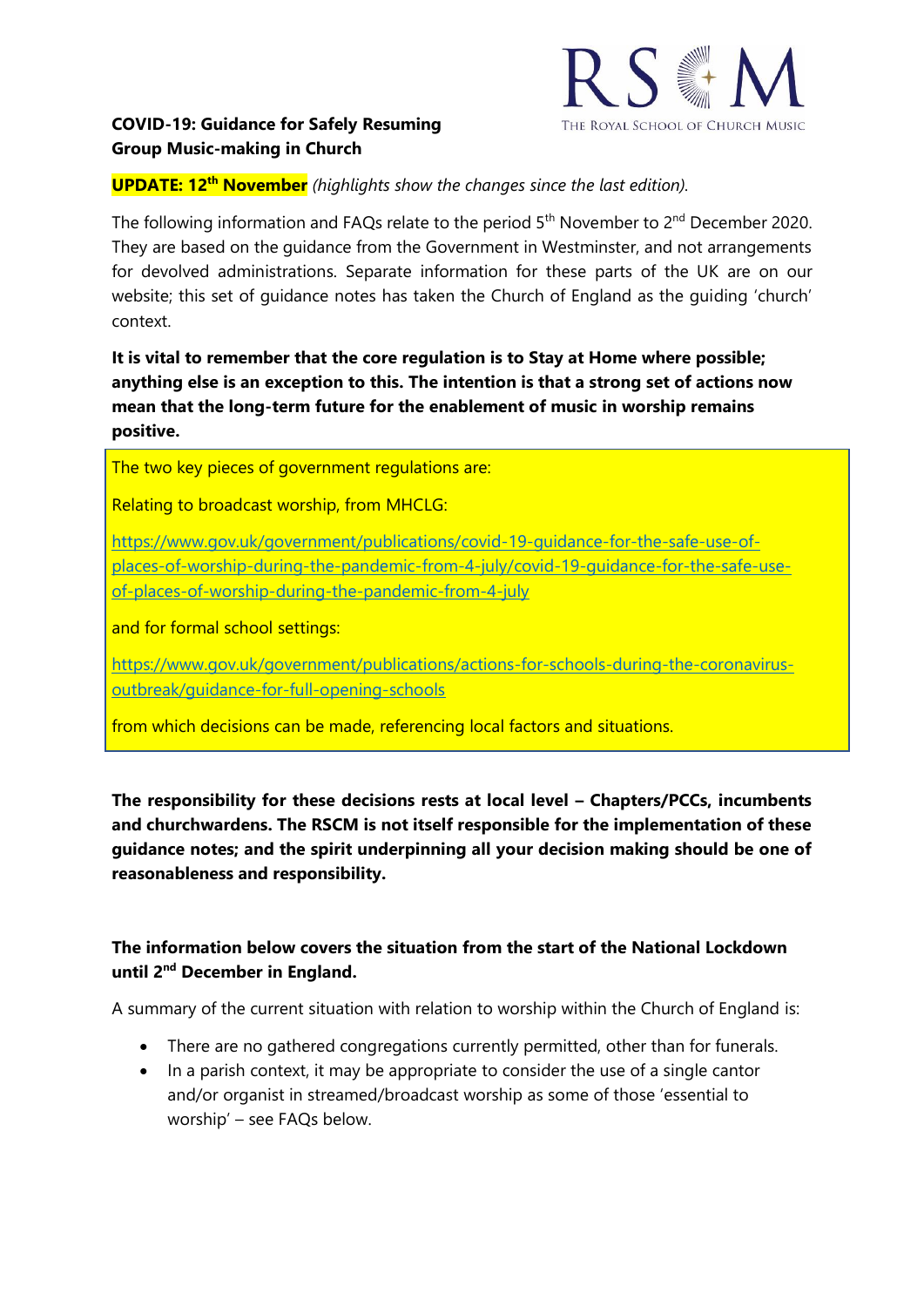**COVID-19: Guidance for Safely Resuming Group Music-making in Church**

**UPDATE: 12th November** *(highlights show the changes since the last edition).*

The following information and FAQs relate to the period 5th November to 2nd December 2020. They are based on the guidance from the Government in Westminster, and not arrangements for devolved administrations. Separate information for these parts of the UK are on our website; this set of guidance notes has taken the Church of England as the guiding 'church' context.

**It is vital to remember that the core regulation is to Stay at Home where possible; anything else is an exception to this. The intention is that a strong set of actions now mean that the long-term future for the enablement of music in worship remains positive.**

The two key pieces of government regulations are:

Relating to broadcast worship, from MHCLG:

https://www.gov.uk/government/publications/covid-19-guidance-for-the-safe-use-of-places-of-worship-during-the-pandemic-from-4-july/covid-19-guidance-for-the-safe-use-of-places-of-worship-during-the-pandemic-from-4-july

and for formal school settings:

https://www.gov.uk/government/publications/actions-for-schools-during-the-coronavirus-outbreak/guidance-for-full-opening-schools

from which decisions can be made, referencing local factors and situations.

**The responsibility for these decisions rests at local level – Chapters/PCCs, incumbents and churchwardens. The RSCM is not itself responsible for the implementation of these guidance notes; and the spirit underpinning all your decision making should be one of reasonableness and responsibility.**

**The information below covers the situation from the start of the National Lockdown until 2nd December in England.**

A summary of the current situation with relation to worship within the Church of England is:

- There are no gathered congregations currently permitted, other than for funerals.
- In a parish context, it may be appropriate to consider the use of a single cantor and/or organist in streamed/broadcast worship as some of those 'essential to worship' – see FAQs below.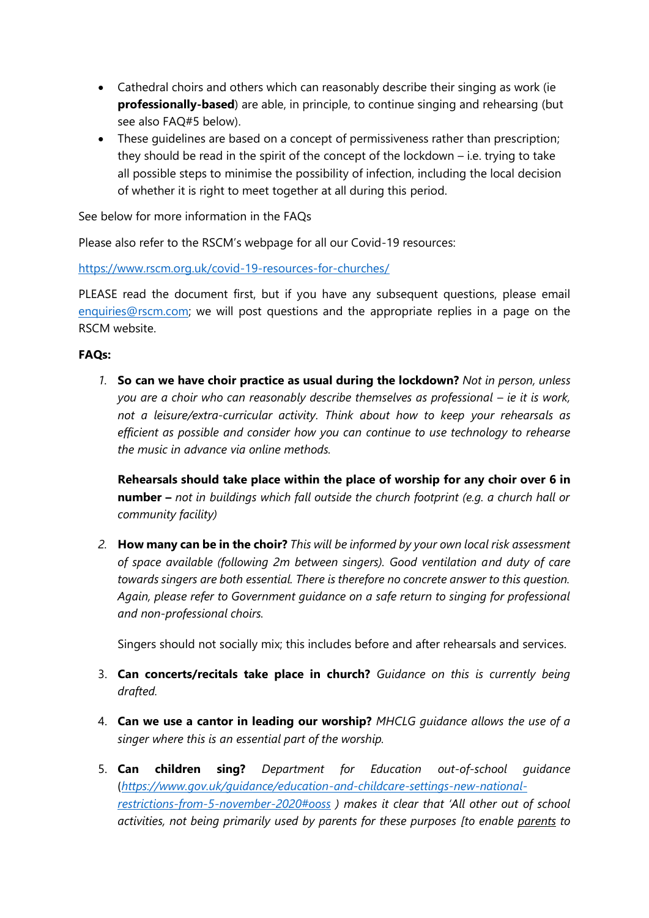- Cathedral choirs and others which can reasonably describe their singing as work (ie **professionally-based**) are able, in principle, to continue singing and rehearsing (but see also FAQ#5 below).
- These guidelines are based on a concept of permissiveness rather than prescription; they should be read in the spirit of the concept of the lockdown – i.e. trying to take all possible steps to minimise the possibility of infection, including the local decision of whether it is right to meet together at all during this period.

See below for more information in the FAQs

Please also refer to the RSCM's webpage for all our Covid-19 resources:

https://www.rscm.org.uk/covid-19-resources-for-churches/

PLEASE read the document first, but if you have any subsequent questions, please email enquiries@rscm.com; we will post questions and the appropriate replies in a page on the RSCM website.

**FAQs:**

1. **So can we have choir practice as usual during the lockdown?** *Not in person, unless you are a choir who can reasonably describe themselves as professional – ie it is work, not a leisure/extra-curricular activity. Think about how to keep your rehearsals as efficient as possible and consider how you can continue to use technology to rehearse the music in advance via online methods.*

   **Rehearsals should take place within the place of worship for any choir over 6 in number –** *not in buildings which fall outside the church footprint (e.g. a church hall or community facility)*

2. **How many can be in the choir?** *This will be informed by your own local risk assessment of space available (following 2m between singers). Good ventilation and duty of care towards singers are both essential. There is therefore no concrete answer to this question. Again, please refer to Government guidance on a safe return to singing for professional and non-professional choirs.*

   Singers should not socially mix; this includes before and after rehearsals and services.

3. **Can concerts/recitals take place in church?** *Guidance on this is currently being drafted.*

4. **Can we use a cantor in leading our worship?** *MHCLG guidance allows the use of a singer where this is an essential part of the worship.*

5. **Can children sing?** *Department for Education out-of-school guidance (https://www.gov.uk/guidance/education-and-childcare-settings-new-national-restrictions-from-5-november-2020#ooss ) makes it clear that 'All other out of school activities, not being primarily used by parents for these purposes [to enable parents to*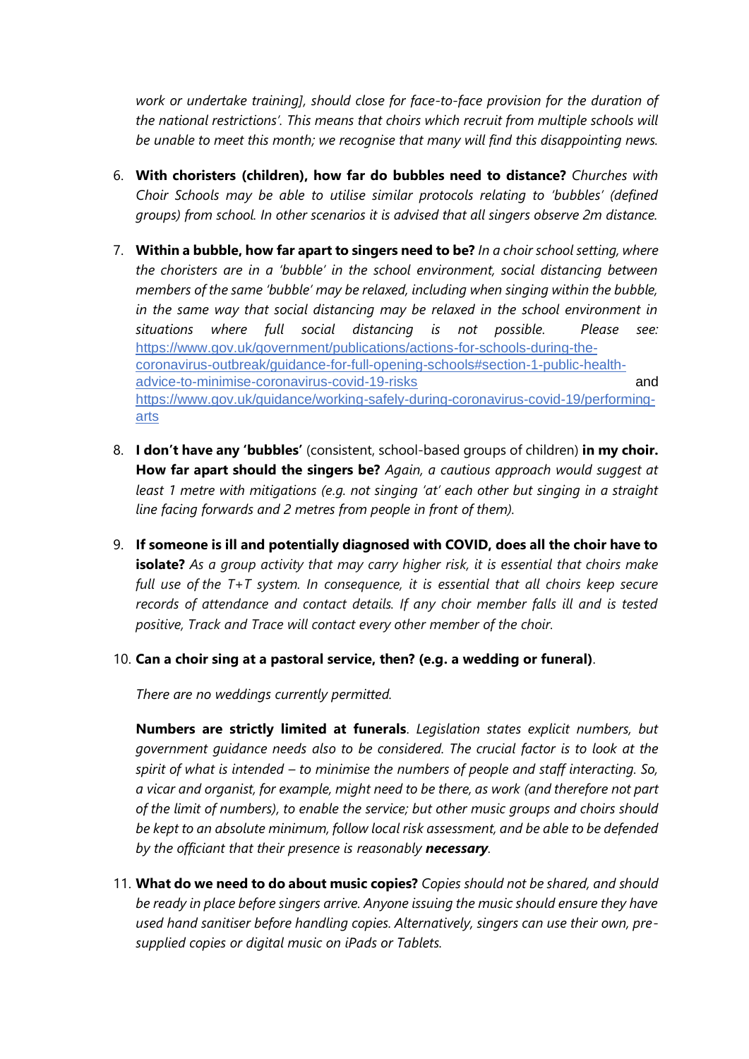*work or undertake training], should close for face-to-face provision for the duration of the national restrictions'. This means that choirs which recruit from multiple schools will be unable to meet this month; we recognise that many will find this disappointing news.*

6. **With choristers (children), how far do bubbles need to distance?** *Churches with Choir Schools may be able to utilise similar protocols relating to 'bubbles' (defined groups) from school. In other scenarios it is advised that all singers observe 2m distance.*

7. **Within a bubble, how far apart to singers need to be?** *In a choir school setting, where the choristers are in a 'bubble' in the school environment, social distancing between members of the same 'bubble' may be relaxed, including when singing within the bubble, in the same way that social distancing may be relaxed in the school environment in situations where full social distancing is not possible. Please see:* [https://www.gov.uk/government/publications/actions-for-schools-during-the-coronavirus-outbreak/guidance-for-full-opening-schools#section-1-public-health-advice-to-minimise-coronavirus-covid-19-risks](https://www.gov.uk/government/publications/actions-for-schools-during-the-coronavirus-outbreak/guidance-for-full-opening-schools#section-1-public-health-advice-to-minimise-coronavirus-covid-19-risks) and [https://www.gov.uk/guidance/working-safely-during-coronavirus-covid-19/performing-arts](https://www.gov.uk/guidance/working-safely-during-coronavirus-covid-19/performing-arts)

8. **I don't have any 'bubbles'** (consistent, school-based groups of children) **in my choir. How far apart should the singers be?** *Again, a cautious approach would suggest at least 1 metre with mitigations (e.g. not singing 'at' each other but singing in a straight line facing forwards and 2 metres from people in front of them).*

9. **If someone is ill and potentially diagnosed with COVID, does all the choir have to isolate?** *As a group activity that may carry higher risk, it is essential that choirs make full use of the T+T system. In consequence, it is essential that all choirs keep secure records of attendance and contact details. If any choir member falls ill and is tested positive, Track and Trace will contact every other member of the choir.*

10. **Can a choir sing at a pastoral service, then? (e.g. a wedding or funeral)**.

    *There are no weddings currently permitted.*

    **Numbers are strictly limited at funerals**. *Legislation states explicit numbers, but government guidance needs also to be considered. The crucial factor is to look at the spirit of what is intended – to minimise the numbers of people and staff interacting. So, a vicar and organist, for example, might need to be there, as work (and therefore not part of the limit of numbers), to enable the service; but other music groups and choirs should be kept to an absolute minimum, follow local risk assessment, and be able to be defended by the officiant that their presence is reasonably **necessary**.*

11. **What do we need to do about music copies?** *Copies should not be shared, and should be ready in place before singers arrive. Anyone issuing the music should ensure they have used hand sanitiser before handling copies. Alternatively, singers can use their own, pre-supplied copies or digital music on iPads or Tablets.*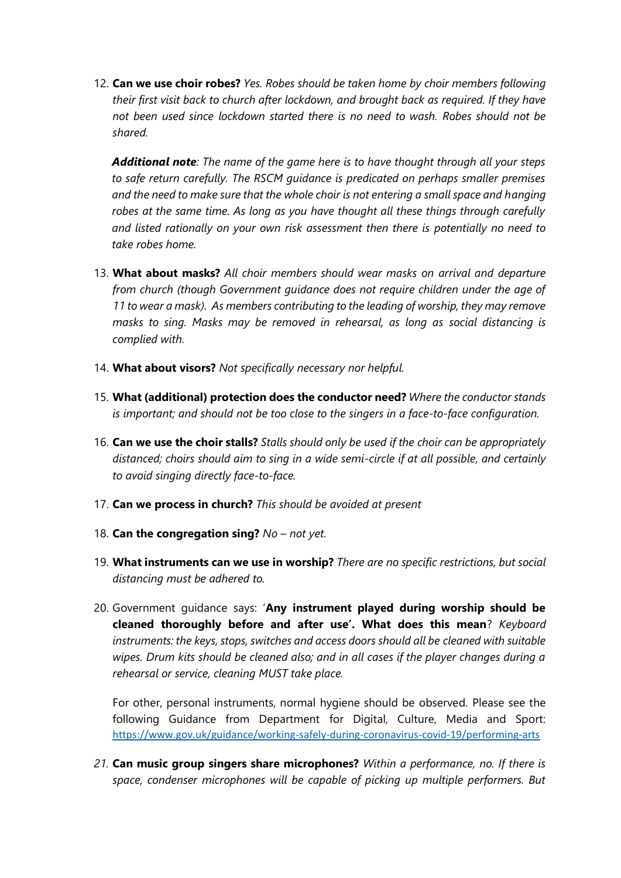12. **Can we use choir robes?** *Yes. Robes should be taken home by choir members following their first visit back to church after lockdown, and brought back as required. If they have not been used since lockdown started there is no need to wash. Robes should not be shared.*

    ***Additional note****: The name of the game here is to have thought through all your steps to safe return carefully. The RSCM guidance is predicated on perhaps smaller premises and the need to make sure that the whole choir is not entering a small space and hanging robes at the same time. As long as you have thought all these things through carefully and listed rationally on your own risk assessment then there is potentially no need to take robes home.*

13. **What about masks?** *All choir members should wear masks on arrival and departure from church (though Government guidance does not require children under the age of 11 to wear a mask). As members contributing to the leading of worship, they may remove masks to sing. Masks may be removed in rehearsal, as long as social distancing is complied with.*

14. **What about visors?** *Not specifically necessary nor helpful.*

15. **What (additional) protection does the conductor need?** *Where the conductor stands is important; and should not be too close to the singers in a face-to-face configuration.*

16. **Can we use the choir stalls?** *Stalls should only be used if the choir can be appropriately distanced; choirs should aim to sing in a wide semi-circle if at all possible, and certainly to avoid singing directly face-to-face.*

17. **Can we process in church?** *This should be avoided at present*

18. **Can the congregation sing?** *No – not yet.*

19. **What instruments can we use in worship?** *There are no specific restrictions, but social distancing must be adhered to.*

20. Government guidance says: '**Any instrument played during worship should be cleaned thoroughly before and after use'. What does this mean**? *Keyboard instruments: the keys, stops, switches and access doors should all be cleaned with suitable wipes. Drum kits should be cleaned also; and in all cases if the player changes during a rehearsal or service, cleaning MUST take place.*

    For other, personal instruments, normal hygiene should be observed. Please see the following Guidance from Department for Digital, Culture, Media and Sport: https://www.gov.uk/guidance/working-safely-during-coronavirus-covid-19/performing-arts

21. **Can music group singers share microphones?** *Within a performance, no. If there is space, condenser microphones will be capable of picking up multiple performers. But*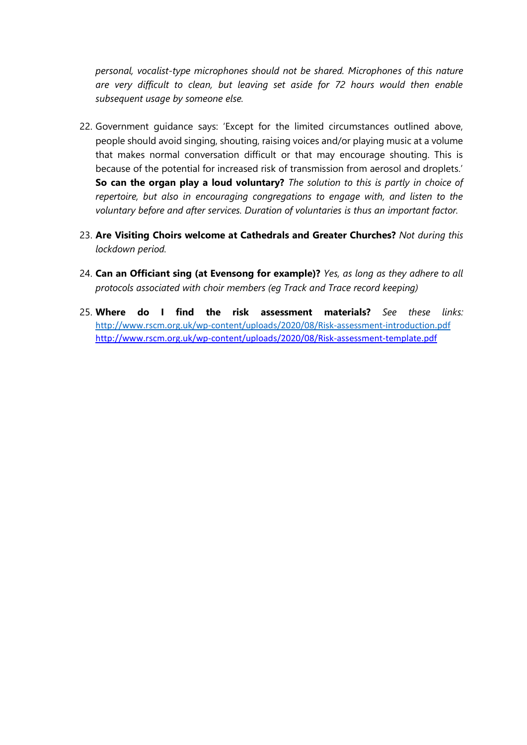*personal, vocalist-type microphones should not be shared. Microphones of this nature are very difficult to clean, but leaving set aside for 72 hours would then enable subsequent usage by someone else.*

22. Government guidance says: 'Except for the limited circumstances outlined above, people should avoid singing, shouting, raising voices and/or playing music at a volume that makes normal conversation difficult or that may encourage shouting. This is because of the potential for increased risk of transmission from aerosol and droplets.' **So can the organ play a loud voluntary?** *The solution to this is partly in choice of repertoire, but also in encouraging congregations to engage with, and listen to the voluntary before and after services. Duration of voluntaries is thus an important factor.*

23. **Are Visiting Choirs welcome at Cathedrals and Greater Churches?** *Not during this lockdown period.*

24. **Can an Officiant sing (at Evensong for example)?** *Yes, as long as they adhere to all protocols associated with choir members (eg Track and Trace record keeping)*

25. **Where do I find the risk assessment materials?** *See these links:* [http://www.rscm.org.uk/wp-content/uploads/2020/08/Risk-assessment-introduction.pdf](http://www.rscm.org.uk/wp-content/uploads/2020/08/Risk-assessment-introduction.pdf) [http://www.rscm.org.uk/wp-content/uploads/2020/08/Risk-assessment-template.pdf](http://www.rscm.org.uk/wp-content/uploads/2020/08/Risk-assessment-template.pdf)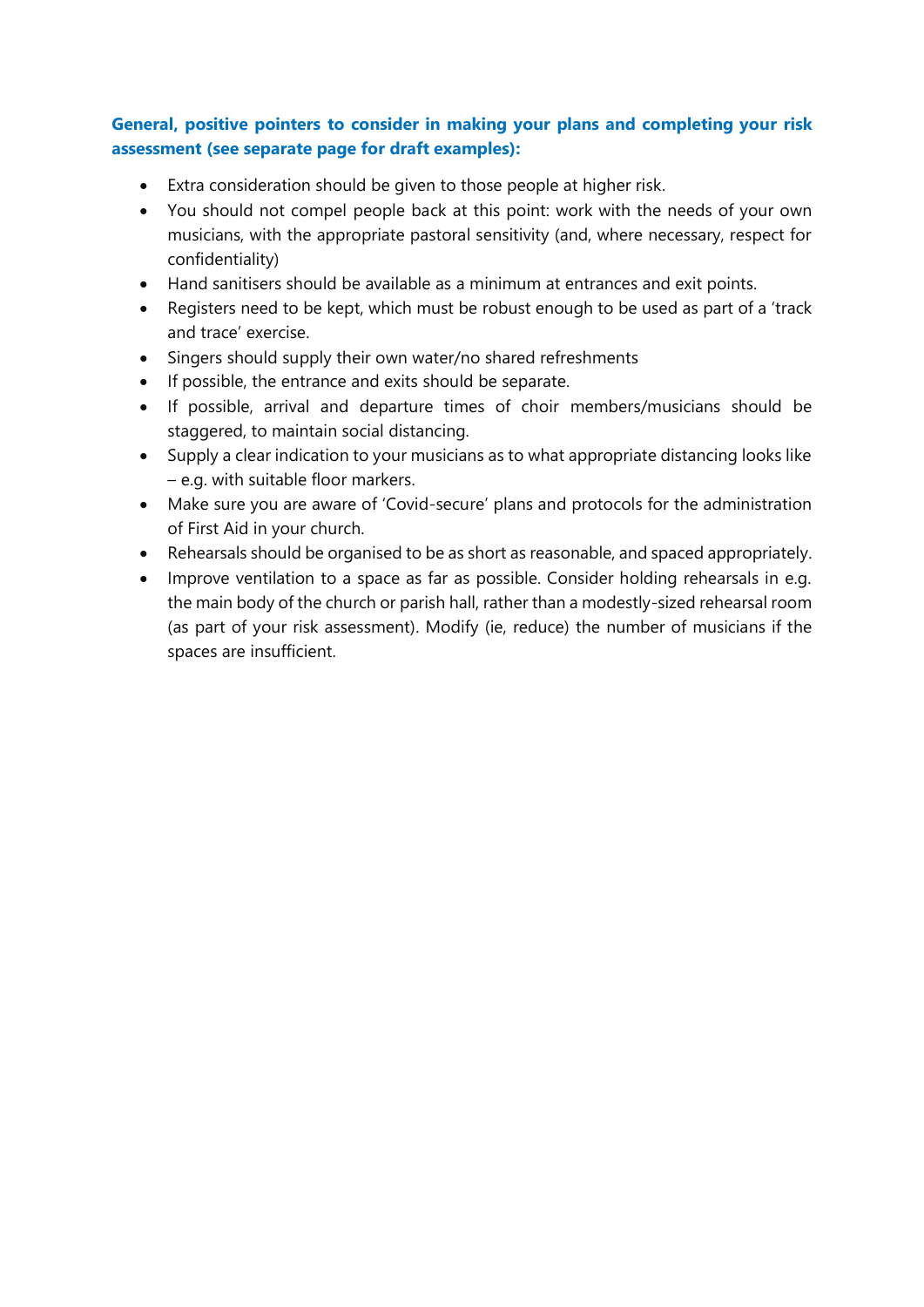**General, positive pointers to consider in making your plans and completing your risk assessment (see separate page for draft examples):**

- Extra consideration should be given to those people at higher risk.
- You should not compel people back at this point: work with the needs of your own musicians, with the appropriate pastoral sensitivity (and, where necessary, respect for confidentiality)
- Hand sanitisers should be available as a minimum at entrances and exit points.
- Registers need to be kept, which must be robust enough to be used as part of a 'track and trace' exercise.
- Singers should supply their own water/no shared refreshments
- If possible, the entrance and exits should be separate.
- If possible, arrival and departure times of choir members/musicians should be staggered, to maintain social distancing.
- Supply a clear indication to your musicians as to what appropriate distancing looks like – e.g. with suitable floor markers.
- Make sure you are aware of 'Covid-secure' plans and protocols for the administration of First Aid in your church.
- Rehearsals should be organised to be as short as reasonable, and spaced appropriately.
- Improve ventilation to a space as far as possible. Consider holding rehearsals in e.g. the main body of the church or parish hall, rather than a modestly-sized rehearsal room (as part of your risk assessment). Modify (ie, reduce) the number of musicians if the spaces are insufficient.